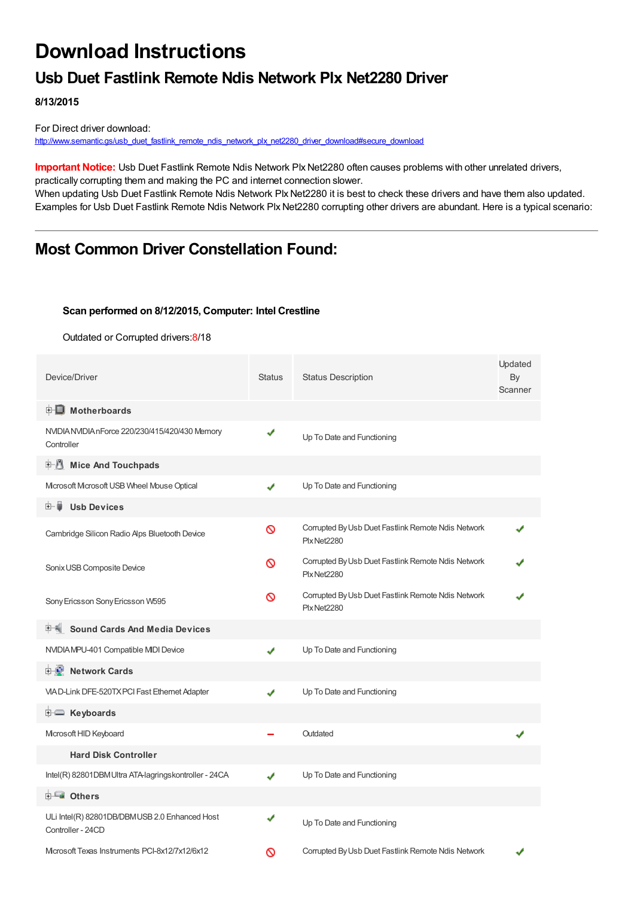# Download Instructions

## Usb Duet Fastlink Remote Ndis Network Plx Net2280 Driver

**8/13/2015**

For Direct driver download:
http://www.semantic.gs/usb_duet_fastlink_remote_ndis_network_plx_net2280_driver_download#secure_download

**Important Notice:** Usb Duet Fastlink Remote Ndis Network Plx Net2280 often causes problems with other unrelated drivers, practically corrupting them and making the PC and internet connection slower.
When updating Usb Duet Fastlink Remote Ndis Network Plx Net2280 it is best to check these drivers and have them also updated. Examples for Usb Duet Fastlink Remote Ndis Network Plx Net2280 corrupting other drivers are abundant. Here is a typical scenario:

---

## Most Common Driver Constellation Found:

**Scan performed on 8/12/2015, Computer: Intel Crestline**

Outdated or Corrupted drivers:8/18

| Device/Driver | Status | Status Description | Updated By Scanner |
|---|---|---|---|
| **Motherboards** | | | |
| NVIDIA NVIDIA nForce 220/230/415/420/430 Memory Controller | ✔ | Up To Date and Functioning | |
| **Mice And Touchpads** | | | |
| Microsoft Microsoft USB Wheel Mouse Optical | ✔ | Up To Date and Functioning | |
| **Usb Devices** | | | |
| Cambridge Silicon Radio Alps Bluetooth Device | ⊘ | Corrupted By Usb Duet Fastlink Remote Ndis Network Plx Net2280 | ✔ |
| Sonix USB Composite Device | ⊘ | Corrupted By Usb Duet Fastlink Remote Ndis Network Plx Net2280 | ✔ |
| Sony Ericsson Sony Ericsson W595 | ⊘ | Corrupted By Usb Duet Fastlink Remote Ndis Network Plx Net2280 | ✔ |
| **Sound Cards And Media Devices** | | | |
| NVIDIA MPU-401 Compatible MIDI Device | ✔ | Up To Date and Functioning | |
| **Network Cards** | | | |
| VIA D-Link DFE-520TX PCI Fast Ethernet Adapter | ✔ | Up To Date and Functioning | |
| **Keyboards** | | | |
| Microsoft HID Keyboard | – | Outdated | ✔ |
| **Hard Disk Controller** | | | |
| Intel(R) 82801DBM Ultra ATA-lagringskontroller - 24CA | ✔ | Up To Date and Functioning | |
| **Others** | | | |
| ULi Intel(R) 82801DB/DBM USB 2.0 Enhanced Host Controller - 24CD | ✔ | Up To Date and Functioning | |
| Microsoft Texas Instruments PCI-8x12/7x12/6x12 | ⊘ | Corrupted By Usb Duet Fastlink Remote Ndis Network | ✔ |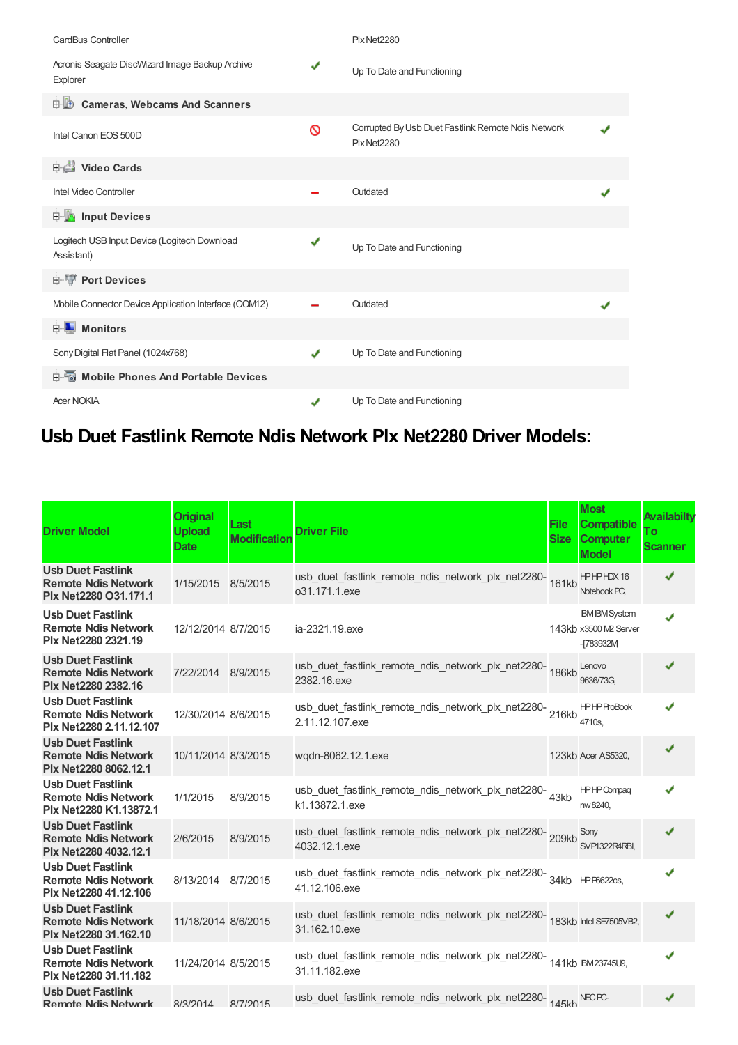| | | | |
|---|---|---|---|
| CardBus Controller | | PlxNet2280 | |
| Acronis Seagate DiscWizard Image Backup Archive Explorer | ✔ | Up To Date and Functioning | |
| **Cameras, Webcams And Scanners** | | | |
| Intel Canon EOS 500D | 🚫 | Corrupted By Usb Duet Fastlink Remote Ndis Network PlxNet2280 | ✔ |
| **Video Cards** | | | |
| Intel Video Controller | – | Outdated | ✔ |
| **Input Devices** | | | |
| Logitech USB Input Device (Logitech Download Assistant) | ✔ | Up To Date and Functioning | |
| **Port Devices** | | | |
| Mobile Connector Device Application Interface (COM12) | – | Outdated | ✔ |
| **Monitors** | | | |
| Sony Digital Flat Panel (1024x768) | ✔ | Up To Date and Functioning | |
| **Mobile Phones And Portable Devices** | | | |
| Acer NOKIA | ✔ | Up To Date and Functioning | |

## Usb Duet Fastlink Remote Ndis Network Plx Net2280 Driver Models:

| Driver Model | Original Upload Date | Last Modification | Driver File | File Size | Most Compatible Computer Model | Availabilty To Scanner |
|---|---|---|---|---|---|---|
| **Usb Duet Fastlink Remote Ndis Network Plx Net2280 O31.171.1** | 1/15/2015 | 8/5/2015 | usb_duet_fastlink_remote_ndis_network_plx_net2280-o31.171.1.exe | 161kb | HP HP HDX 16 Notebook PC, | ✔ |
| **Usb Duet Fastlink Remote Ndis Network Plx Net2280 2321.19** | 12/12/2014 | 8/7/2015 | ia-2321.19.exe | 143kb | IBM IBM System x3500 M2 Server -[783932M, | ✔ |
| **Usb Duet Fastlink Remote Ndis Network Plx Net2280 2382.16** | 7/22/2014 | 8/9/2015 | usb_duet_fastlink_remote_ndis_network_plx_net2280-2382.16.exe | 186kb | Lenovo 9636/73G, | ✔ |
| **Usb Duet Fastlink Remote Ndis Network Plx Net2280 2.11.12.107** | 12/30/2014 | 8/6/2015 | usb_duet_fastlink_remote_ndis_network_plx_net2280-2.11.12.107.exe | 216kb | HP HP ProBook 4710s, | ✔ |
| **Usb Duet Fastlink Remote Ndis Network Plx Net2280 8062.12.1** | 10/11/2014 | 8/3/2015 | wqdn-8062.12.1.exe | 123kb | Acer AS5320, | ✔ |
| **Usb Duet Fastlink Remote Ndis Network Plx Net2280 K1.13872.1** | 1/1/2015 | 8/9/2015 | usb_duet_fastlink_remote_ndis_network_plx_net2280-k1.13872.1.exe | 43kb | HP HP Compaq nw8240, | ✔ |
| **Usb Duet Fastlink Remote Ndis Network Plx Net2280 4032.12.1** | 2/6/2015 | 8/9/2015 | usb_duet_fastlink_remote_ndis_network_plx_net2280-4032.12.1.exe | 209kb | Sony SVP1322R4RBI, | ✔ |
| **Usb Duet Fastlink Remote Ndis Network Plx Net2280 41.12.106** | 8/13/2014 | 8/7/2015 | usb_duet_fastlink_remote_ndis_network_plx_net2280-41.12.106.exe | 34kb | HP P6622cs, | ✔ |
| **Usb Duet Fastlink Remote Ndis Network Plx Net2280 31.162.10** | 11/18/2014 | 8/6/2015 | usb_duet_fastlink_remote_ndis_network_plx_net2280-31.162.10.exe | 183kb | Intel SE7505VB2, | ✔ |
| **Usb Duet Fastlink Remote Ndis Network Plx Net2280 31.11.182** | 11/24/2014 | 8/5/2015 | usb_duet_fastlink_remote_ndis_network_plx_net2280-31.11.182.exe | 141kb | IBM23745U9, | ✔ |
| **Usb Duet Fastlink Remote Ndis Network** | 8/3/2014 | 8/7/2015 | usb_duet_fastlink_remote_ndis_network_plx_net2280- | 145kb | NEC PC- | ✔ |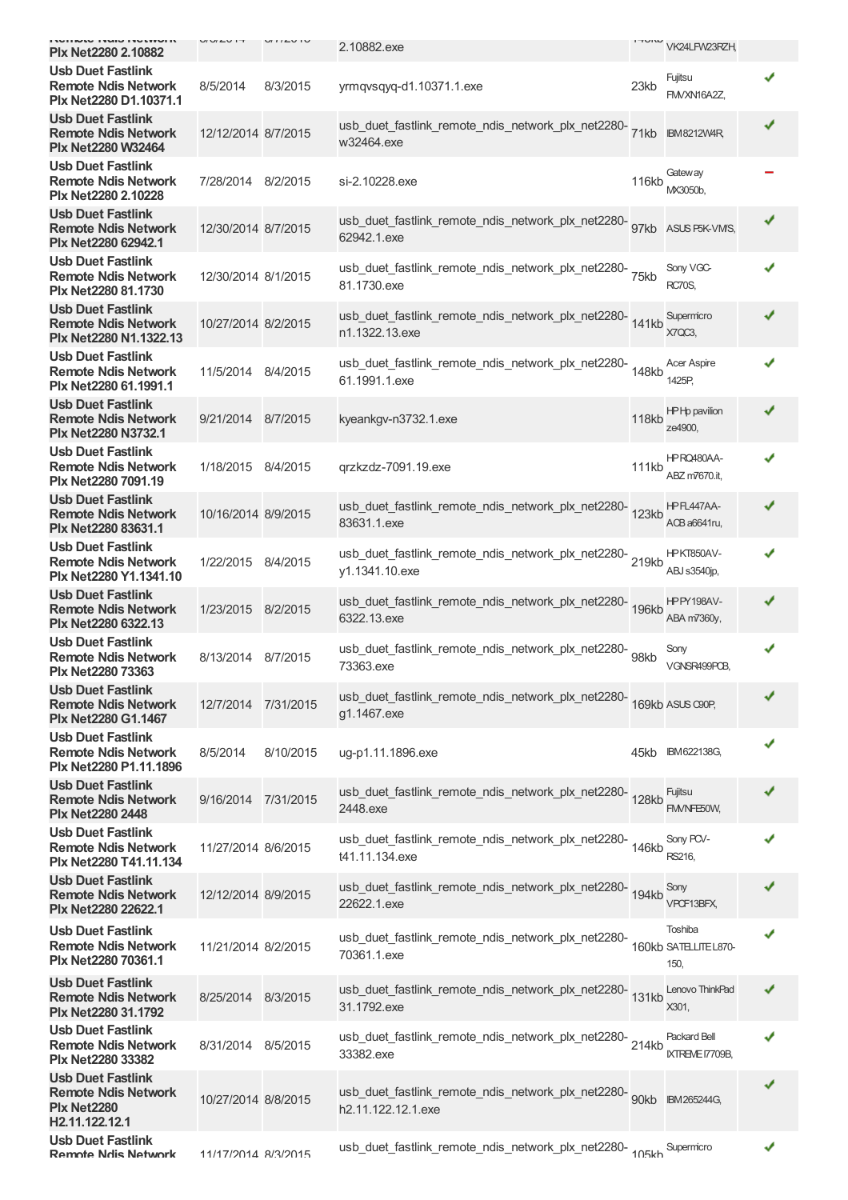| | | | | | | |
|---|---|---|---|---|---|---|
| Usb Duet Fastlink Remote Ndis Network Plx Net2280 2.10882 | | | 2.10882.exe | | VK24LFW23RZH, | |
| Usb Duet Fastlink Remote Ndis Network Plx Net2280 D1.10371.1 | 8/5/2014 | 8/3/2015 | yrmqvsqyq-d1.10371.1.exe | 23kb | Fujitsu FMVXN16A2Z, | ✔ |
| Usb Duet Fastlink Remote Ndis Network Plx Net2280 W32464 | 12/12/2014 | 8/7/2015 | usb_duet_fastlink_remote_ndis_network_plx_net2280-w32464.exe | 71kb | IBM8212W4R, | ✔ |
| Usb Duet Fastlink Remote Ndis Network Plx Net2280 2.10228 | 7/28/2014 | 8/2/2015 | si-2.10228.exe | 116kb | Gateway MX3050b, | − |
| Usb Duet Fastlink Remote Ndis Network Plx Net2280 62942.1 | 12/30/2014 | 8/7/2015 | usb_duet_fastlink_remote_ndis_network_plx_net2280-62942.1.exe | 97kb | ASUS P5K-VM/S, | ✔ |
| Usb Duet Fastlink Remote Ndis Network Plx Net2280 81.1730 | 12/30/2014 | 8/1/2015 | usb_duet_fastlink_remote_ndis_network_plx_net2280-81.1730.exe | 75kb | Sony VGC-RC70S, | ✔ |
| Usb Duet Fastlink Remote Ndis Network Plx Net2280 N1.1322.13 | 10/27/2014 | 8/2/2015 | usb_duet_fastlink_remote_ndis_network_plx_net2280-n1.1322.13.exe | 141kb | Supermicro X7QC3, | ✔ |
| Usb Duet Fastlink Remote Ndis Network Plx Net2280 61.1991.1 | 11/5/2014 | 8/4/2015 | usb_duet_fastlink_remote_ndis_network_plx_net2280-61.1991.1.exe | 148kb | Acer Aspire 1425P, | ✔ |
| Usb Duet Fastlink Remote Ndis Network Plx Net2280 N3732.1 | 9/21/2014 | 8/7/2015 | kyeankgv-n3732.1.exe | 118kb | HP Hp pavilion ze4900, | ✔ |
| Usb Duet Fastlink Remote Ndis Network Plx Net2280 7091.19 | 1/18/2015 | 8/4/2015 | qrzkzdz-7091.19.exe | 111kb | HP RQ480AA-ABZ m7670.it, | ✔ |
| Usb Duet Fastlink Remote Ndis Network Plx Net2280 83631.1 | 10/16/2014 | 8/9/2015 | usb_duet_fastlink_remote_ndis_network_plx_net2280-83631.1.exe | 123kb | HP FL447AA-ACB a6641ru, | ✔ |
| Usb Duet Fastlink Remote Ndis Network Plx Net2280 Y1.1341.10 | 1/22/2015 | 8/4/2015 | usb_duet_fastlink_remote_ndis_network_plx_net2280-y1.1341.10.exe | 219kb | HP KT850AV-ABJ s3540jp, | ✔ |
| Usb Duet Fastlink Remote Ndis Network Plx Net2280 6322.13 | 1/23/2015 | 8/2/2015 | usb_duet_fastlink_remote_ndis_network_plx_net2280-6322.13.exe | 196kb | HP PY198AV-ABA m7360y, | ✔ |
| Usb Duet Fastlink Remote Ndis Network Plx Net2280 73363 | 8/13/2014 | 8/7/2015 | usb_duet_fastlink_remote_ndis_network_plx_net2280-73363.exe | 98kb | Sony VGNSR499PCB, | ✔ |
| Usb Duet Fastlink Remote Ndis Network Plx Net2280 G1.1467 | 12/7/2014 | 7/31/2015 | usb_duet_fastlink_remote_ndis_network_plx_net2280-g1.1467.exe | 169kb | ASUS C90P, | ✔ |
| Usb Duet Fastlink Remote Ndis Network Plx Net2280 P1.11.1896 | 8/5/2014 | 8/10/2015 | ug-p1.11.1896.exe | 45kb | IBM622138G, | ✔ |
| Usb Duet Fastlink Remote Ndis Network Plx Net2280 2448 | 9/16/2014 | 7/31/2015 | usb_duet_fastlink_remote_ndis_network_plx_net2280-2448.exe | 128kb | Fujitsu FMVNFE50W, | ✔ |
| Usb Duet Fastlink Remote Ndis Network Plx Net2280 T41.11.134 | 11/27/2014 | 8/6/2015 | usb_duet_fastlink_remote_ndis_network_plx_net2280-t41.11.134.exe | 146kb | Sony PCV-RS216, | ✔ |
| Usb Duet Fastlink Remote Ndis Network Plx Net2280 22622.1 | 12/12/2014 | 8/9/2015 | usb_duet_fastlink_remote_ndis_network_plx_net2280-22622.1.exe | 194kb | Sony VPCF13BFX, | ✔ |
| Usb Duet Fastlink Remote Ndis Network Plx Net2280 70361.1 | 11/21/2014 | 8/2/2015 | usb_duet_fastlink_remote_ndis_network_plx_net2280-70361.1.exe | 160kb | Toshiba SATELLITE L870-150, | ✔ |
| Usb Duet Fastlink Remote Ndis Network Plx Net2280 31.1792 | 8/25/2014 | 8/3/2015 | usb_duet_fastlink_remote_ndis_network_plx_net2280-31.1792.exe | 131kb | Lenovo ThinkPad X301, | ✔ |
| Usb Duet Fastlink Remote Ndis Network Plx Net2280 33382 | 8/31/2014 | 8/5/2015 | usb_duet_fastlink_remote_ndis_network_plx_net2280-33382.exe | 214kb | Packard Bell IXTREME I7709B, | ✔ |
| Usb Duet Fastlink Remote Ndis Network Plx Net2280 H2.11.122.12.1 | 10/27/2014 | 8/8/2015 | usb_duet_fastlink_remote_ndis_network_plx_net2280-h2.11.122.12.1.exe | 90kb | IBM265244G, | ✔ |
| Usb Duet Fastlink Remote Ndis Network | 11/17/2014 | 8/3/2015 | usb_duet_fastlink_remote_ndis_network_plx_net2280- | 105kb | Supermicro | ✔ |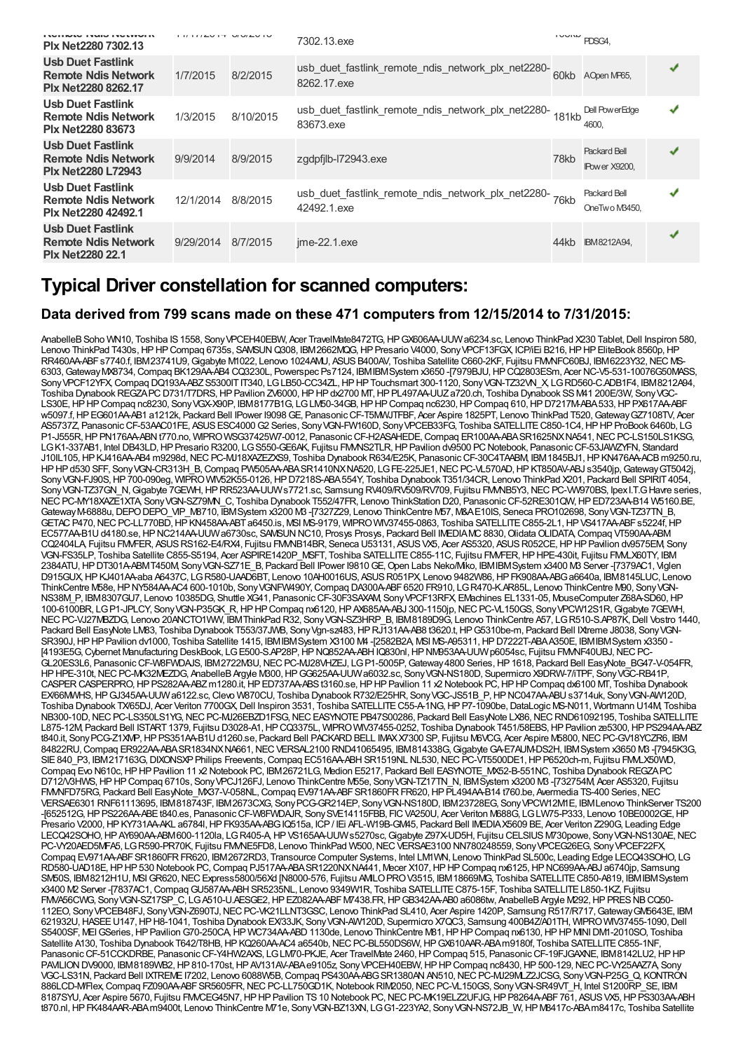| Usb Duet Fastlink Remote Ndis Network Plx Net2280 7302.13 | 11/11/2014 | 8/6/2015 | 7302.13.exe | 106kb | PDSG4, | ✔ |
|---|---|---|---|---|---|---|
| Usb Duet Fastlink Remote Ndis Network Plx Net2280 8262.17 | 1/7/2015 | 8/2/2015 | usb_duet_fastlink_remote_ndis_network_plx_net2280-8262.17.exe | 60kb | AOpen MP65, | ✔ |
| Usb Duet Fastlink Remote Ndis Network Plx Net2280 83673 | 1/3/2015 | 8/10/2015 | usb_duet_fastlink_remote_ndis_network_plx_net2280-83673.exe | 181kb | Dell PowerEdge 4600, | ✔ |
| Usb Duet Fastlink Remote Ndis Network Plx Net2280 L72943 | 9/9/2014 | 8/9/2015 | zgdpfjlb-l72943.exe | 78kb | Packard Bell IPower X9200, | ✔ |
| Usb Duet Fastlink Remote Ndis Network Plx Net2280 42492.1 | 12/1/2014 | 8/8/2015 | usb_duet_fastlink_remote_ndis_network_plx_net2280-42492.1.exe | 76kb | Packard Bell OneTwo M3450, | ✔ |
| Usb Duet Fastlink Remote Ndis Network Plx Net2280 22.1 | 9/29/2014 | 8/7/2015 | jme-22.1.exe | 44kb | IBM 8212A94, | ✔ |

# Typical Driver constellation for scanned computers:

## Data derived from 799 scans made on these 471 computers from 12/15/2014 to 7/31/2015:

AnabelleB Soho WN10, Toshiba IS 1558, Sony VPCEH40EBW, Acer TravelMate8472TG, HP GX606AA-UUW a6234.sc, Lenovo ThinkPad X230 Tablet, Dell Inspiron 580, Lenovo ThinkPad T430s, HP HP Compaq 6735s, SAMSUN Q308, IBM 2662MQG, HP Presario V4000, Sony VPCF13FGX, ICP/iEi B216, HP HP EliteBook 8560p, HP RR460AA-ABF s7740.f, IBM 23741U9, Gigabyte M1022, Lenovo 1024AMJ, ASUS B400AV, Toshiba Satellite C660-2KF, Fujitsu FMVNFC60BJ, IBM 6223Y32, NEC MS-6303, Gateway MX8734, Compaq BK129AA-AB4 CQ3230L, Powerspec Ps7124, IBM IBM System x3650 -[7979BJU, HP CQ2803ESm, Acer NC-V5-531-10076G50MASS, Sony VPCF12YFX, Compaq DQ193A-ABZ S5300IT IT340, LG LB50-CC34ZL, HP HP Touchsmart 300-1120, Sony VGN-TZ32VN_X, LG RD560-C.ADB1F4, IBM 8212A94, Toshiba Dynabook REGZA PC D731/T7DRS, HP Pavilion ZV6000, HP HP dx2700 MT, HP PL497AA-UUZ a720.ch, Toshiba Dynabook SS M41 200E/3W, Sony VGC-LS30E, HP HP Compaq nc8230, Sony VGX-X90P, IBM 8177B1G, LG LM50-34GB, HP HP Compaq nc6230, HP Compaq 610, HP D7217M-ABA 533, HP PX617AA-ABF w5097.f, HP EG601AA-AB1 a1212k, Packard Bell IPower I9098 GE, Panasonic CF-T5MWJTFBF, Acer Aspire 1825PT, Lenovo ThinkPad T520, Gateway GZ7108TV, Acer AS5737Z, Panasonic CF-53AAC01FE, ASUS ESC4000 G2 Series, Sony VGN-FW160D, Sony VPCEB33FG, Toshiba SATELLITE C850-1C4, HP HP ProBook 6460b, LG P1-J555R, HP PN176AA-ABN t770.no, WIPRO WSG37425W7-0012, Panasonic CF-H2ASAHEDE, Compaq ER100AA-ABA SR1625NX NA541, NEC PC-LS150LS1KSG, LG K1-337AB1, Intel DB43LD, HP Presario R3200, LG S550-GE6AK, Fujitsu FMVNS2TLR, HP Pavilion dv9500 PC Notebook, Panasonic CF-53JAWZYFN, Standard J10IL105, HP KJ416AA-AB4 m9298d, NEC PC-MJ18XAZEZXS9, Toshiba Dynabook R634/E25K, Panasonic CF-30C4TAABM, IBM 1845BJ1, HP KN476AA-ACB m9250.ru, HP HP d530 SFF, Sony VGN-CR313H_B, Compaq PW505AA-ABA SR1410NX NA520, LG FE-225JE1, NEC PC-VL570AD, HP KT850AV-ABJ s3540jp, Gateway GT5042j, Sony VGN-FJ90S, HP 700-090eg, WIPRO WIV52K55-0126, HP D7218S-ABA 554Y, Toshiba Dynabook T351/34CR, Lenovo ThinkPad X201, Packard Bell SPIRIT 4054, Sony VGN-TZ37GN_N, Gigabyte 7GEWH, HP RR523AA-UUW s7721.sc, Samsung RV409/RV509/RV709, Fujitsu FMVNB5Y3, NEC PC-VW970BS, Ipex I.T.G Havre series, NEC PC-MY18XAZE1XTA, Sony VGN-SZ79MN_C, Toshiba Dynabook T552/47FR, Lenovo ThinkStation D20, Panasonic CF-52RE301QW, HP ED723AA-B14 W5160.BE, Gateway M-6888u, DEPO DEPO_VIP_M8710, IBM System x3200 M3 -[7327Z29, Lenovo ThinkCentre M57, M&A E10IS, Seneca PRO102698, Sony VGN-TZ37TN_B, GETAC P470, NEC PC-LL770BD, HP KN458AA-ABT a6450.is, MSI MS-9179, WIPRO WIV37455-0863, Toshiba SATELLITE C855-2L1, HP VS417AA-ABF s5224f, HP EC577AA-B1U d4180.se, HP NC214AA-UUW a6730sc, SAMSUN NC10, Prosys Prosys, Packard Bell IMEDIA MC 8830, Olidata OLIDATA, Compaq VT590AA-ABM CQ2404LA, Fujitsu FMVFER, ASUS RS162-E4/RX4, Fujitsu FMVNB14BR, Seneca U53131, ASUS VX5, Acer AS5320, ASUS R052CE, HP HP Pavilion dv9575EM, Sony VGN-FS35LP, Toshiba Satellite C855-S5194, Acer ASPIRE1420P_MSFT, Toshiba SATELLITE C855-11C, Fujitsu FMVFER, HP HPE-430it, Fujitsu FMVLX60TY, IBM 2384ATU, HP DT301A-ABM T450M, Sony VGN-SZ71E_B, Packard Bell IPower I9810 GE, Open Labs Neko/Miko, IBM IBM System x3400 M3 Server -[7379AC1, Viglen D915GUX, HP KJ401AA-aba A6437C, LG R580-UAAD6BT, Lenovo 10AH0016US, ASUS R051PX, Lenovo 9482W86, HP FK908AA-ABG a6640a, IBM 8145LUC, Lenovo ThinkCentre M58e, HP NY584AA-AC4 600-1010b, Sony VGNFW490Y, Compaq DA300A-ABF 6520 FR910, LG R470-K.AR85L, Lenovo ThinkCentre M90, Sony VGN-NS38M_P, IBM 8307GU7, Lenovo 10385DG, Shuttle XG41, Panasonic CF-30F3SAXAM, Sony VPCF13RFX, EMachines EL1331-05, MouseComputer Z68A-SD60, HP 100-6100BR, LG P1-JPLCY, Sony VGN-P35GK_R, HP HP Compaq nx6120, HP AX685AA-ABJ 300-1150jp, NEC PC-VL150GS, Sony VPCW12S1R, Gigabyte 7GEWH, NEC PC-VJ27MBZDG, Lenovo 20ANCTO1WW, IBM ThinkPad R32, Sony VGN-SZ3HRP_B, IBM 8189D9G, Lenovo ThinkCentre A57, LG R510-S.AP87K, Dell Vostro 1440, Packard Bell EasyNote LM83, Toshiba Dynabook T553/37JWB, Sony Vgn-sz483, HP RJ131AA-AB8 t3620.t, HP G5310be-m, Packard Bell IXtreme J8038, Sony VGN-SR390J, HP HP Pavilion dv1000, Toshiba Satellite 1415, IBM IBM System X3100 M4 -[2582B2A, MSI MS-A95311, HP D7222T-ABA A350E, IBM IBM System x3350 -[4193E5G, Cybernet Manufacturing DeskBook, LG E500-S.AP28P, HP NQ852AA-ABH IQ830nl, HP NM953AA-UUW p6054sc, Fujitsu FMVNF40UBJ, NEC PC-GL20ES3L6, Panasonic CF-W8FWDAJS, IBM 2722M3U, NEC PC-MJ28VHZEJ, LG P1-5005P, Gateway 4800 Series, HP 1618, Packard Bell EasyNote_BG47-V-054FR, HP HPE-310t, NEC PC-MK32MEZDG, AnabelleB Argyle M300, HP GG625AA-UUW a6032.sc, Sony VGN-NS180D, Supermicro X9DRW-7/iTPF, Sony VGC-RB41P, CASPER CASPERPRO, HP PS282AA-ABZ m1280.it, HP ED737AA-ABS t3160.se, HP HP Pavilion 11 x2 Notebook PC, HP HP Compaq dx6100 MT, Toshiba Dynabook EX/66MWHS, HP GJ345AA-UUW a6122.sc, Clevo W870CU, Toshiba Dynabook R732/E25HR, Sony VGC-JS51B_P, HP NC047AA-ABU s3714uk, Sony VGN-AW120D, Toshiba Dynabook TX/65DJ, Acer Veriton 7700GX, Dell Inspiron 3531, Toshiba SATELLITE C55-A-1NG, HP P7-1090be, DataLogic MS-N011, Wortmann U14M, Toshiba NB300-10D, NEC PC-LS350LS1YG, NEC PC-MJ26EBZD1FSG, NEC EASYNOTE PB47S00286, Packard Bell EasyNote LX86, NEC RND61092195, Toshiba SATELLITE L875-12M, Packard Bell ISTART 1379, Fujitsu D3028-A1, HP CQ3375L, WIPRO WIV37455-0252, Toshiba Dynabook T451/58EBS, HP Pavilion ze5300, HP PS294AA-ABZ t840.it, Sony PCG-Z1XMP, HP PS351AA-B1U d1260.se, Packard Bell PACKARD BELL IMAX X7300 SP, Fujitsu M6VCG, Acer Aspire M5800, NEC PC-GV18YCZR6, IBM 84822RU, Compaq ER922AA-ABA SR1834NX NA661, NEC VERSAL2100 RND41065495, IBM 814338G, Gigabyte GA-E7AUM-DS2H, IBM System x3650 M3 -[7945K3G, SIE 840_P3, IBM 217163G, DIXONSXP Philips Freevents, Compaq EC516AA-ABH SR1519NL NL530, NEC PC-VT5500DE1, HP P6520ch-m, Fujitsu FMVLX50WD, Compaq Evo N610c, HP HP Pavilion 11 x2 Notebook PC, IBM 26721LG, Medion E5217, Packard Bell EASYNOTE_MX52-B-551NC, Toshiba Dynabook REGZA PC D712/V3HWS, HP HP Compaq 6710s, Sony VPCJ126FJ, Lenovo ThinkCentre M55e, Sony VGN-TZ17TN_N, IBM System x3200 M3 -[732754M, Acer AS5320, Fujitsu FMVNFD75RG, Packard Bell EasyNote_MX37-V-058NL, Compaq EV971AA-ABF SR1860FR FR620, HP PL494AA-B14 t760.be, Avermedia TS-400 Series, NEC VERSAE6301 RNF61113695, IBM 818743F, IBM 2673CXG, Sony PCG-GR214EP, Sony VGN-NS180D, IBM 23728EG, Sony VPCW12M1E, IBM Lenovo ThinkServer TS200 -[652512G, HP PS226AA-ABE t840.es, Panasonic CF-W8FWDAJR, Sony SVE14115FBB, FIC VA250U, Acer Veriton M688G, LG LW75-P333, Lenovo 10BE0002GE, HP Presario V2000, HP KY731AA-AKL a6784l, HP FK935AA-ABG IQ515a, ICP / IEi AFL-W19B-GM45, Packard Bell IMEDIA X5609 BE, Acer Veriton Z290G, Leading Edge LECQ42SOHO, HP AY690AA-ABM 600-1120la, LG R405-A, HP VS165AA-UUW s5270sc, Gigabyte Z97X-UD5H, Fujitsu CELSIUS M730powe, Sony VGN-NS130AE, NEC PC-VY20AED5MFA5, LG R590-PR70K, Fujitsu FMVNE5FD8, Lenovo ThinkPad W500, NEC VERSAE3100 NN780248559, Sony VPCEG26EG, Sony VPCEF22FX, Compaq EV971AA-ABF SR1860FR FR620, IBM 2672RD3, Transource Computer Systems, Intel LM1WN, Lenovo ThinkPad SL500c, Leading Edge LECQ43SOHO, LG RD580-UAD18E, HP HP 530 Notebook PC, Compaq PJ517AA-ABA SR1220NX NA441, Mecer X107, HP HP Compaq nx6125, HP NC699AA-ABJ a6740jp, Samsung SM50S, IBM 8212H1U, MSI GR620, NEC Express5800/56Xd [N8000-576, Fujitsu AMILO PRO V3515, IBM 18669MG, Toshiba SATELLITE C850-A819, IBM IBM System x3400 M3 Server -[7837AC1, Compaq GU587AA-ABH SR5235NL, Lenovo 9349W1R, Toshiba SATELLITE C875-15F, Toshiba SATELLITE L850-1KZ, Fujitsu FMVA56CWG, Sony VGN-SZ17SP_C, LG A510-U.AESGE2, HP EZ082AA-ABF M7438.FR, HP GB342AA-AB0 a6086tw, AnabelleB Argyle M292, HP PRES NB CQ50-112EO, Sony VPCEB48FJ, Sony VGN-Z690TJ, NEC PC-VK21LLNT3GSC, Lenovo ThinkPad SL410, Acer Aspire 1420P, Samsung R517/R717, Gateway GM5643E, IBM 621932U, HASEE U147, HP H8-1041, Toshiba Dynabook EX/33JK, Sony VGN-AW120D, Supermicro X7QC3, Samsung 400B4Z/A01TH, WIPRO WIV37455-1090, Dell S5400SF, MEI GSeries, HP Pavilion G70-250CA, HP WC734AA-ABD 1130de, Lenovo ThinkCentre M81, HP HP Compaq nx6130, HP MINI DM1-2010SO, Toshiba Satellite A130, Toshiba Dynabook T642/T8HB, HP KQ260AA-AC4 a6540b, NEC PC-BL550DS6W, HP GX610AAR-ABA m9180f, Toshiba SATELLITE C855-1NF, Panasonic CF-51CCKDRBE, Panasonic CF-Y4HW2AXS, LG LM70-PKJE, Acer TravelMate 2460, HP Compaq 515, Panasonic CF-19FJGAXNE, IBM 8142LU2, HP HP PAVILION DV9000, IBM 8189WB2, HP 810-170st, HP AV131AV-ABA e9105z, Sony VPCEH40EBW, HP HP Compaq nc8430, HP 500-129, NEC PC-VY25AAZ7A, Sony VGC-LS31N, Packard Bell IXTREME I7202, Lenovo 6088W5B, Compaq PS430AA-ABG SR1380AN AN510, NEC PC-MJ29MLZ2JCSG, Sony VGN-P25G_Q, KONTRON 886LCD-M/Flex, Compaq FZ090AA-ABF SR5605FR, NEC PC-LL750GD1K, Notebook RIM2050, NEC PC-VL150GS, Sony VGN-SR49VT_H, Intel S1200RP_SE, IBM 8187SYU, Acer Aspire 5670, Fujitsu FMVCEG45N7, HP HP Pavilion TS 10 Notebook PC, NEC PC-MK19ELZ2UFJG, HP P8264A-ABF 761, ASUS VX5, HP PS303AA-ABH t870.nl, HP FK484AAR-ABA m9400t, Lenovo ThinkCentre M71e, Sony VGN-BZ13XN, LG G1-223YA2, Sony VGN-NS72JB_W, HP M8417c-ABA m8417c, Toshiba Satellite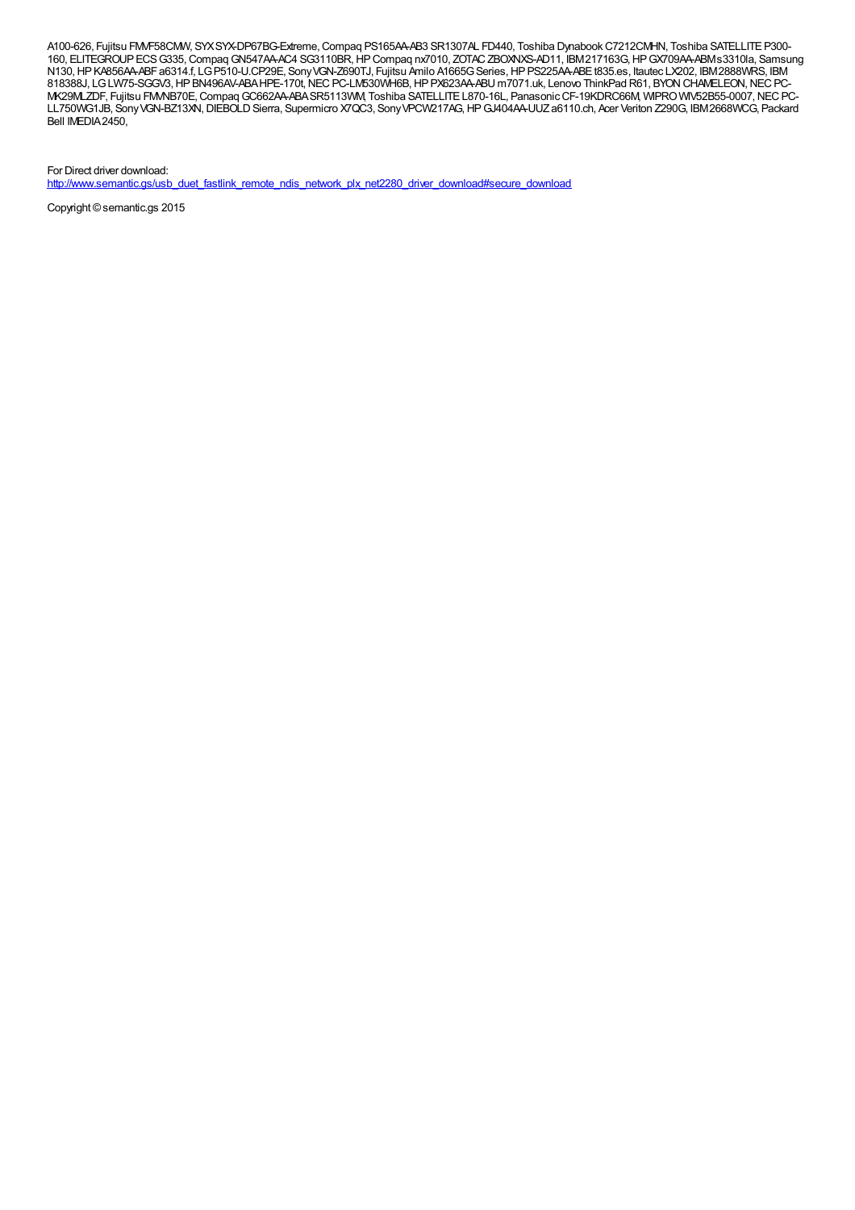A100-626, Fujitsu FMVF58CMW, SYX SYX-DP67BG-Extreme, Compaq PS165AA-AB3 SR1307AL FD440, Toshiba Dynabook C7212CMHN, Toshiba SATELLITE P300-160, ELITEGROUP ECS G335, Compaq GN547AA-AC4 SG3110BR, HP Compaq nx7010, ZOTAC ZBOXNXS-AD11, IBM 217163G, HP GX709AA-ABM s3310la, Samsung N130, HP KA856AA-ABF a6314.f, LG P510-U.CP29E, Sony VGN-Z690TJ, Fujitsu Amilo A1665G Series, HP PS225AA-ABE t835.es, Itautec LX202, IBM 2888WRS, IBM 818388J, LG LW75-SGGV3, HP BN496AV-ABA HPE-170t, NEC PC-LM530WH6B, HP PX623AA-ABU m7071.uk, Lenovo ThinkPad R61, BYON CHAMELEON, NEC PC-MK29MLZDF, Fujitsu FMVNB70E, Compaq GC662AA-ABA SR5113WM, Toshiba SATELLITE L870-16L, Panasonic CF-19KDRC66M, WIPRO WIV52B55-0007, NEC PC-LL750WG1JB, Sony VGN-BZ13XN, DIEBOLD Sierra, Supermicro X7QC3, Sony VPCW217AG, HP GJ404AA-UUZ a6110.ch, Acer Veriton Z290G, IBM 2668WCG, Packard Bell IMEDIA 2450,

For Direct driver download:
http://www.semantic.gs/usb_duet_fastlink_remote_ndis_network_plx_net2280_driver_download#secure_download

Copyright © semantic.gs 2015